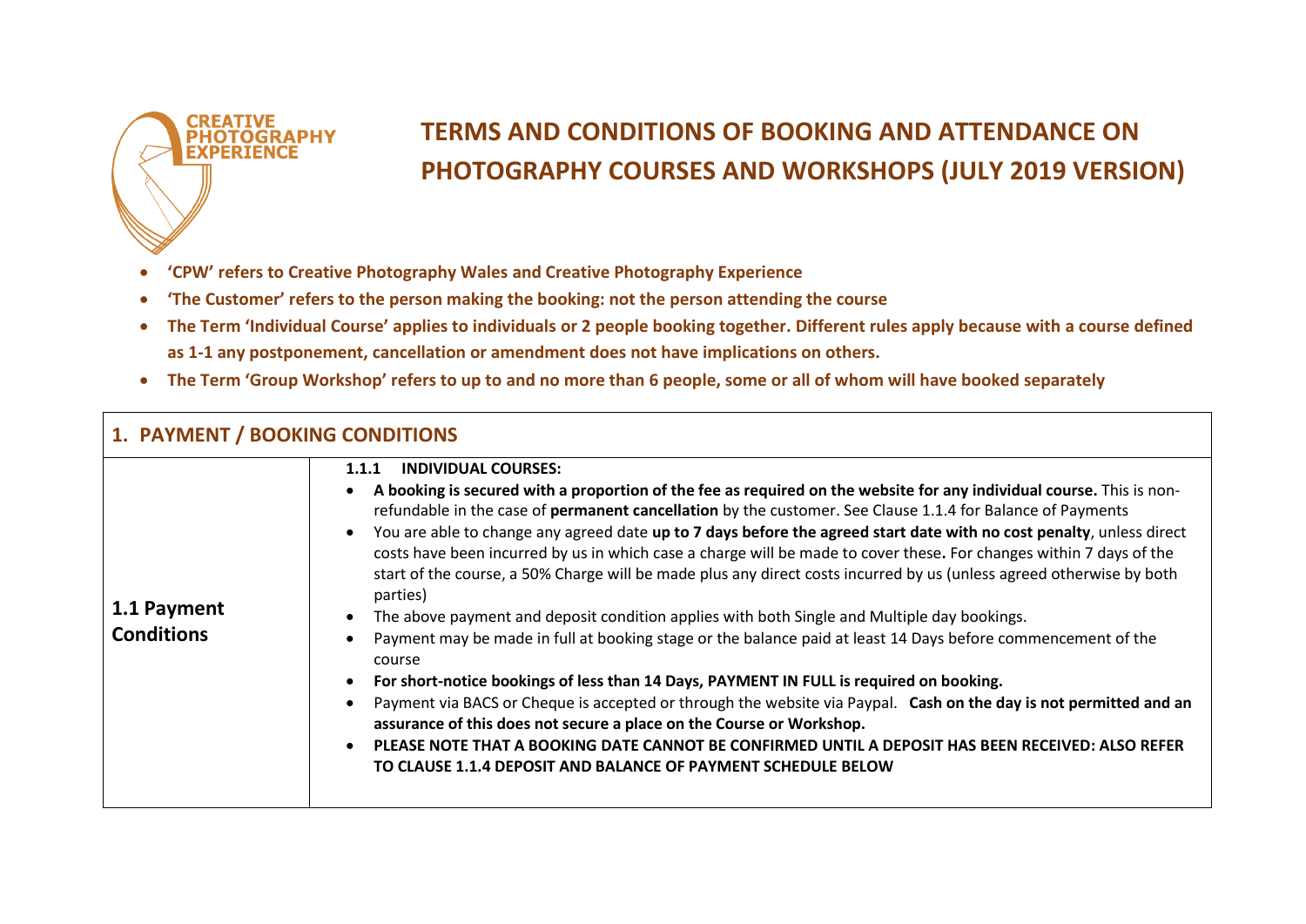CREATIVE PHOTOGRAPHY EXPERIENCE

# TERMS AND CONDITIONS OF BOOKING AND ATTENDANCE ON PHOTOGRAPHY COURSES AND WORKSHOPS (JULY 2019 VERSION)

- **'CPW' refers to Creative Photography Wales and Creative Photography Experience**
- **'The Customer' refers to the person making the booking: not the person attending the course**
- **The Term 'Individual Course' applies to individuals or 2 people booking together. Different rules apply because with a course defined as 1-1 any postponement, cancellation or amendment does not have implications on others.**
- **The Term 'Group Workshop' refers to up to and no more than 6 people, some or all of whom will have booked separately**

## 1. PAYMENT / BOOKING CONDITIONS

### 1.1 Payment Conditions

**1.1.1 INDIVIDUAL COURSES:**

- **A booking is secured with a proportion of the fee as required on the website for any individual course.** This is non-refundable in the case of **permanent cancellation** by the customer. See Clause 1.1.4 for Balance of Payments
- You are able to change any agreed date **up to 7 days before the agreed start date with no cost penalty**, unless direct costs have been incurred by us in which case a charge will be made to cover these**.** For changes within 7 days of the start of the course, a 50% Charge will be made plus any direct costs incurred by us (unless agreed otherwise by both parties)
- The above payment and deposit condition applies with both Single and Multiple day bookings.
- Payment may be made in full at booking stage or the balance paid at least 14 Days before commencement of the course
- **For short-notice bookings of less than 14 Days, PAYMENT IN FULL is required on booking.**
- Payment via BACS or Cheque is accepted or through the website via Paypal. **Cash on the day is not permitted and an assurance of this does not secure a place on the Course or Workshop.**
- **PLEASE NOTE THAT A BOOKING DATE CANNOT BE CONFIRMED UNTIL A DEPOSIT HAS BEEN RECEIVED: ALSO REFER TO CLAUSE 1.1.4 DEPOSIT AND BALANCE OF PAYMENT SCHEDULE BELOW**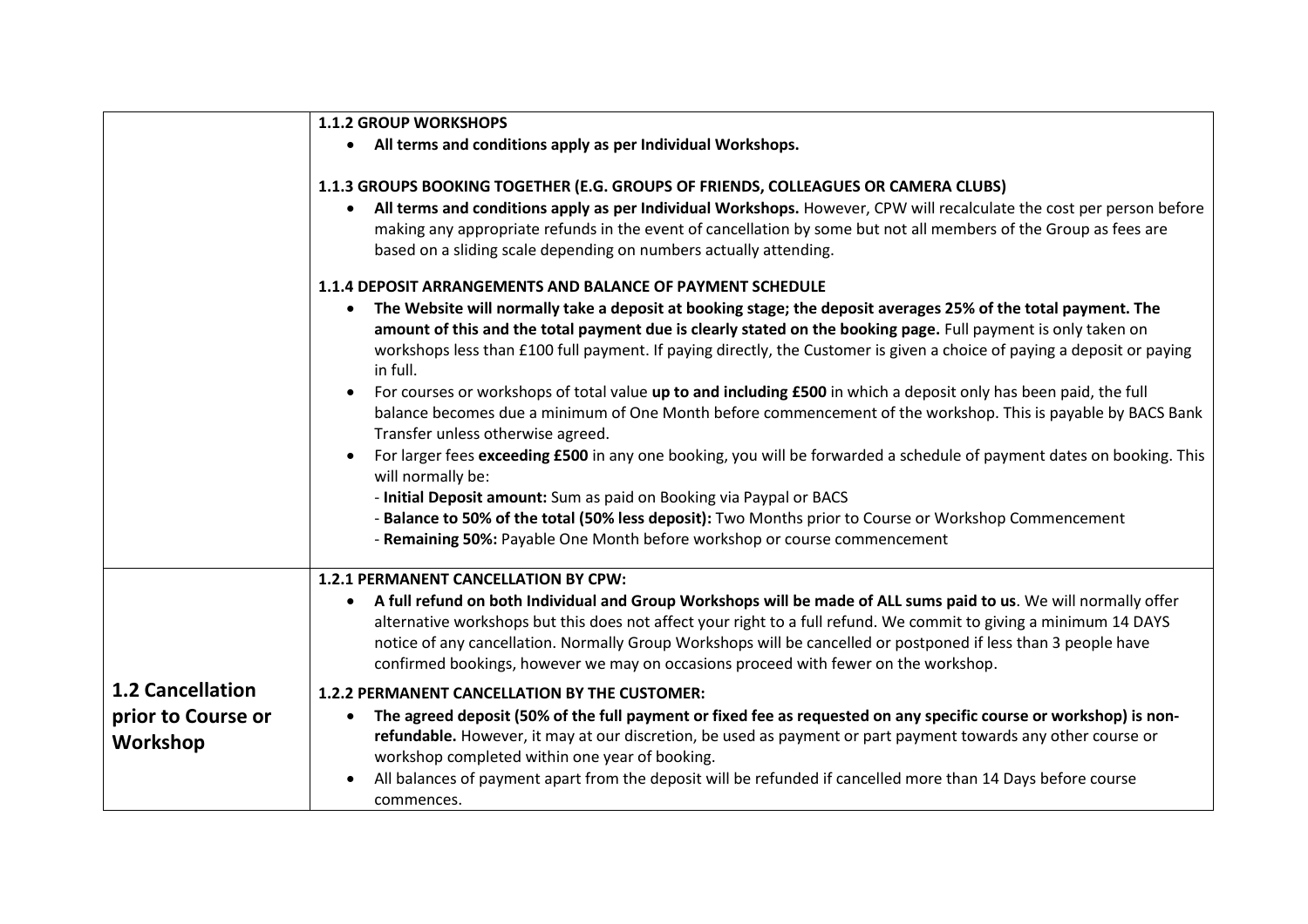| | |
|---|---|
| | **1.1.2 GROUP WORKSHOPS**<br>• **All terms and conditions apply as per Individual Workshops.**<br><br>**1.1.3 GROUPS BOOKING TOGETHER (E.G. GROUPS OF FRIENDS, COLLEAGUES OR CAMERA CLUBS)**<br>• **All terms and conditions apply as per Individual Workshops.** However, CPW will recalculate the cost per person before making any appropriate refunds in the event of cancellation by some but not all members of the Group as fees are based on a sliding scale depending on numbers actually attending.<br><br>**1.1.4 DEPOSIT ARRANGEMENTS AND BALANCE OF PAYMENT SCHEDULE**<br>• **The Website will normally take a deposit at booking stage; the deposit averages 25% of the total payment. The amount of this and the total payment due is clearly stated on the booking page.** Full payment is only taken on workshops less than £100 full payment. If paying directly, the Customer is given a choice of paying a deposit or paying in full.<br>• For courses or workshops of total value **up to and including £500** in which a deposit only has been paid, the full balance becomes due a minimum of One Month before commencement of the workshop. This is payable by BACS Bank Transfer unless otherwise agreed.<br>• For larger fees **exceeding £500** in any one booking, you will be forwarded a schedule of payment dates on booking. This will normally be:<br>- **Initial Deposit amount:** Sum as paid on Booking via Paypal or BACS<br>- **Balance to 50% of the total (50% less deposit):** Two Months prior to Course or Workshop Commencement<br>- **Remaining 50%:** Payable One Month before workshop or course commencement |
| **1.2 Cancellation prior to Course or Workshop** | **1.2.1 PERMANENT CANCELLATION BY CPW:**<br>• **A full refund on both Individual and Group Workshops will be made of ALL sums paid to us**. We will normally offer alternative workshops but this does not affect your right to a full refund. We commit to giving a minimum 14 DAYS notice of any cancellation. Normally Group Workshops will be cancelled or postponed if less than 3 people have confirmed bookings, however we may on occasions proceed with fewer on the workshop.<br><br>**1.2.2 PERMANENT CANCELLATION BY THE CUSTOMER:**<br>• **The agreed deposit (50% of the full payment or fixed fee as requested on any specific course or workshop) is non-refundable.** However, it may at our discretion, be used as payment or part payment towards any other course or workshop completed within one year of booking.<br>• All balances of payment apart from the deposit will be refunded if cancelled more than 14 Days before course commences. |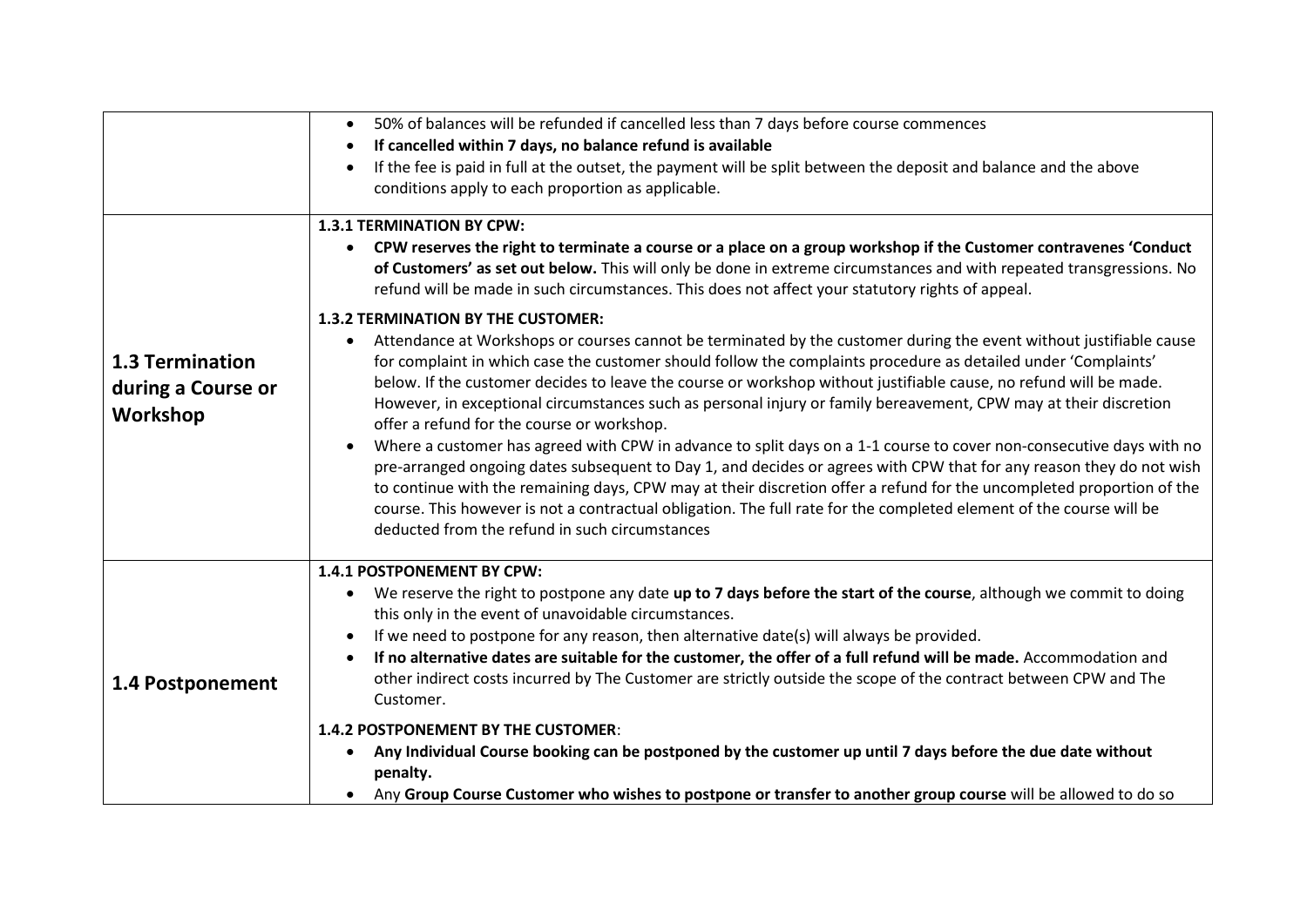| | |
|---|---|
| | • 50% of balances will be refunded if cancelled less than 7 days before course commences<br>• **If cancelled within 7 days, no balance refund is available**<br>• If the fee is paid in full at the outset, the payment will be split between the deposit and balance and the above conditions apply to each proportion as applicable. |
| **1.3 Termination during a Course or Workshop** | **1.3.1 TERMINATION BY CPW:**<br>• **CPW reserves the right to terminate a course or a place on a group workshop if the Customer contravenes 'Conduct of Customers' as set out below.** This will only be done in extreme circumstances and with repeated transgressions. No refund will be made in such circumstances. This does not affect your statutory rights of appeal.<br><br>**1.3.2 TERMINATION BY THE CUSTOMER:**<br>• Attendance at Workshops or courses cannot be terminated by the customer during the event without justifiable cause for complaint in which case the customer should follow the complaints procedure as detailed under 'Complaints' below. If the customer decides to leave the course or workshop without justifiable cause, no refund will be made. However, in exceptional circumstances such as personal injury or family bereavement, CPW may at their discretion offer a refund for the course or workshop.<br>• Where a customer has agreed with CPW in advance to split days on a 1-1 course to cover non-consecutive days with no pre-arranged ongoing dates subsequent to Day 1, and decides or agrees with CPW that for any reason they do not wish to continue with the remaining days, CPW may at their discretion offer a refund for the uncompleted proportion of the course. This however is not a contractual obligation. The full rate for the completed element of the course will be deducted from the refund in such circumstances |
| **1.4 Postponement** | **1.4.1 POSTPONEMENT BY CPW:**<br>• We reserve the right to postpone any date **up to 7 days before the start of the course**, although we commit to doing this only in the event of unavoidable circumstances.<br>• If we need to postpone for any reason, then alternative date(s) will always be provided.<br>• **If no alternative dates are suitable for the customer, the offer of a full refund will be made.** Accommodation and other indirect costs incurred by The Customer are strictly outside the scope of the contract between CPW and The Customer.<br><br>**1.4.2 POSTPONEMENT BY THE CUSTOMER**:<br>• **Any Individual Course booking can be postponed by the customer up until 7 days before the due date without penalty.**<br>• Any **Group Course Customer who wishes to postpone or transfer to another group course** will be allowed to do so |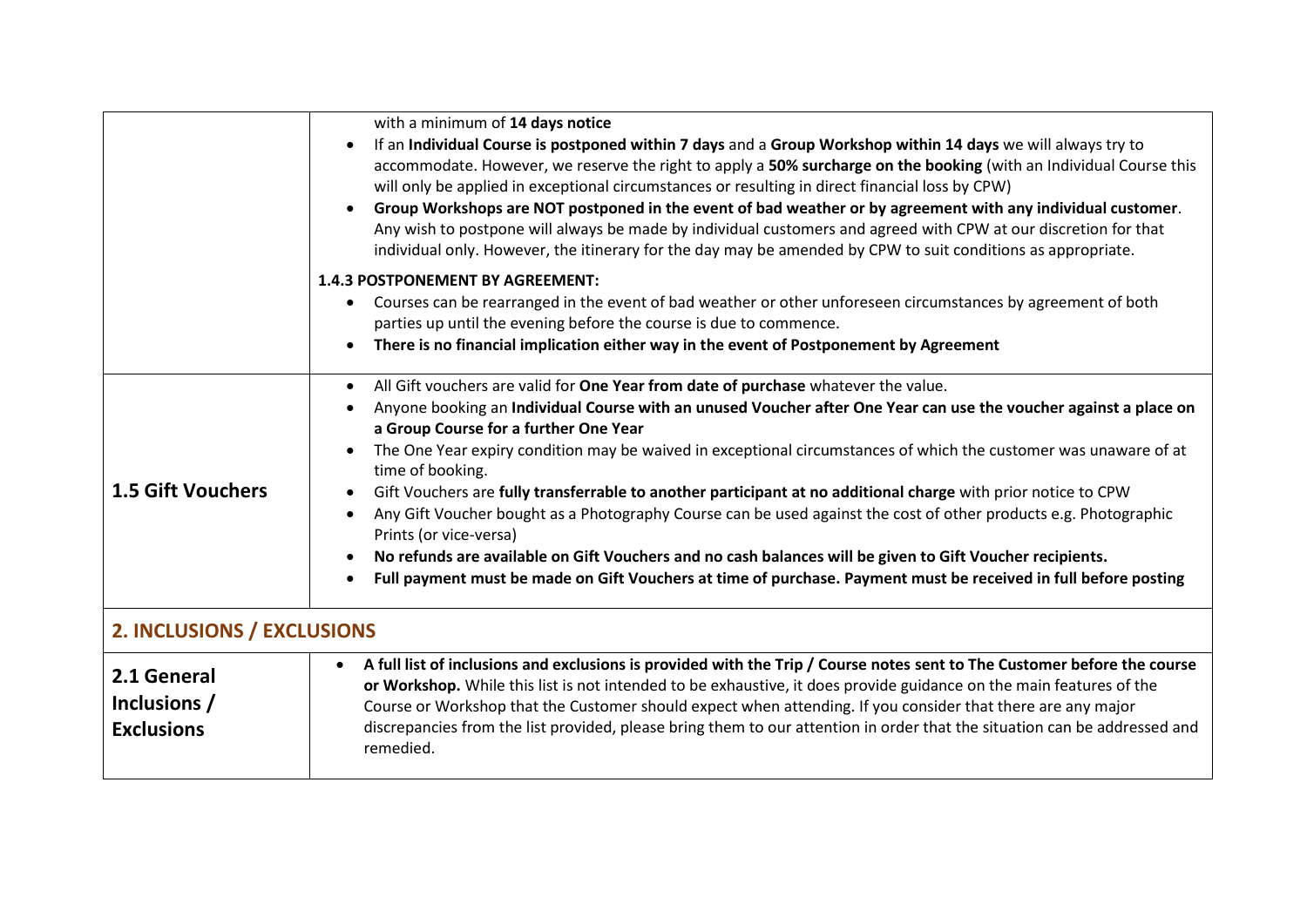| | |
|---|---|
| | with a minimum of **14 days notice**<br>• If an **Individual Course is postponed within 7 days** and a **Group Workshop within 14 days** we will always try to accommodate. However, we reserve the right to apply a **50% surcharge on the booking** (with an Individual Course this will only be applied in exceptional circumstances or resulting in direct financial loss by CPW)<br>• **Group Workshops are NOT postponed in the event of bad weather or by agreement with any individual customer**. Any wish to postpone will always be made by individual customers and agreed with CPW at our discretion for that individual only. However, the itinerary for the day may be amended by CPW to suit conditions as appropriate.<br><br>**1.4.3 POSTPONEMENT BY AGREEMENT:**<br>• Courses can be rearranged in the event of bad weather or other unforeseen circumstances by agreement of both parties up until the evening before the course is due to commence.<br>• **There is no financial implication either way in the event of Postponement by Agreement** |
| **1.5 Gift Vouchers** | • All Gift vouchers are valid for **One Year from date of purchase** whatever the value.<br>• Anyone booking an **Individual Course with an unused Voucher after One Year can use the voucher against a place on a Group Course for a further One Year**<br>• The One Year expiry condition may be waived in exceptional circumstances of which the customer was unaware of at time of booking.<br>• Gift Vouchers are **fully transferrable to another participant at no additional charge** with prior notice to CPW<br>• Any Gift Voucher bought as a Photography Course can be used against the cost of other products e.g. Photographic Prints (or vice-versa)<br>• **No refunds are available on Gift Vouchers and no cash balances will be given to Gift Voucher recipients.**<br>• **Full payment must be made on Gift Vouchers at time of purchase. Payment must be received in full before posting** |

## 2. INCLUSIONS / EXCLUSIONS

| | |
|---|---|
| **2.1 General Inclusions / Exclusions** | • **A full list of inclusions and exclusions is provided with the Trip / Course notes sent to The Customer before the course or Workshop.** While this list is not intended to be exhaustive, it does provide guidance on the main features of the Course or Workshop that the Customer should expect when attending. If you consider that there are any major discrepancies from the list provided, please bring them to our attention in order that the situation can be addressed and remedied. |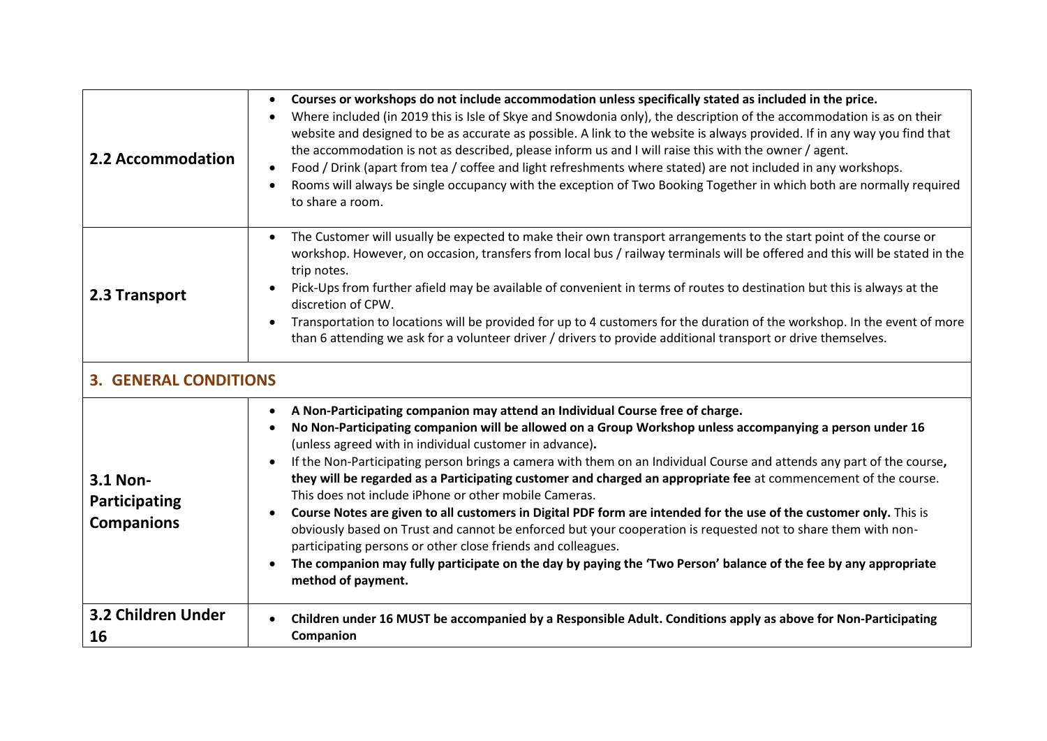| | |
|---|---|
| **2.2 Accommodation** | • **Courses or workshops do not include accommodation unless specifically stated as included in the price.**<br>• Where included (in 2019 this is Isle of Skye and Snowdonia only), the description of the accommodation is as on their website and designed to be as accurate as possible. A link to the website is always provided. If in any way you find that the accommodation is not as described, please inform us and I will raise this with the owner / agent.<br>• Food / Drink (apart from tea / coffee and light refreshments where stated) are not included in any workshops.<br>• Rooms will always be single occupancy with the exception of Two Booking Together in which both are normally required to share a room. |
| **2.3 Transport** | • The Customer will usually be expected to make their own transport arrangements to the start point of the course or workshop. However, on occasion, transfers from local bus / railway terminals will be offered and this will be stated in the trip notes.<br>• Pick-Ups from further afield may be available of convenient in terms of routes to destination but this is always at the discretion of CPW.<br>• Transportation to locations will be provided for up to 4 customers for the duration of the workshop. In the event of more than 6 attending we ask for a volunteer driver / drivers to provide additional transport or drive themselves. |

## 3. GENERAL CONDITIONS

| | |
|---|---|
| **3.1 Non-Participating Companions** | • **A Non-Participating companion may attend an Individual Course free of charge.**<br>• **No Non-Participating companion will be allowed on a Group Workshop unless accompanying a person under 16** (unless agreed with in individual customer in advance)**.**<br>• If the Non-Participating person brings a camera with them on an Individual Course and attends any part of the course**, they will be regarded as a Participating customer and charged an appropriate fee** at commencement of the course. This does not include iPhone or other mobile Cameras.<br>• **Course Notes are given to all customers in Digital PDF form are intended for the use of the customer only.** This is obviously based on Trust and cannot be enforced but your cooperation is requested not to share them with non-participating persons or other close friends and colleagues.<br>• **The companion may fully participate on the day by paying the 'Two Person' balance of the fee by any appropriate method of payment.** |
| **3.2 Children Under 16** | • **Children under 16 MUST be accompanied by a Responsible Adult. Conditions apply as above for Non-Participating Companion** |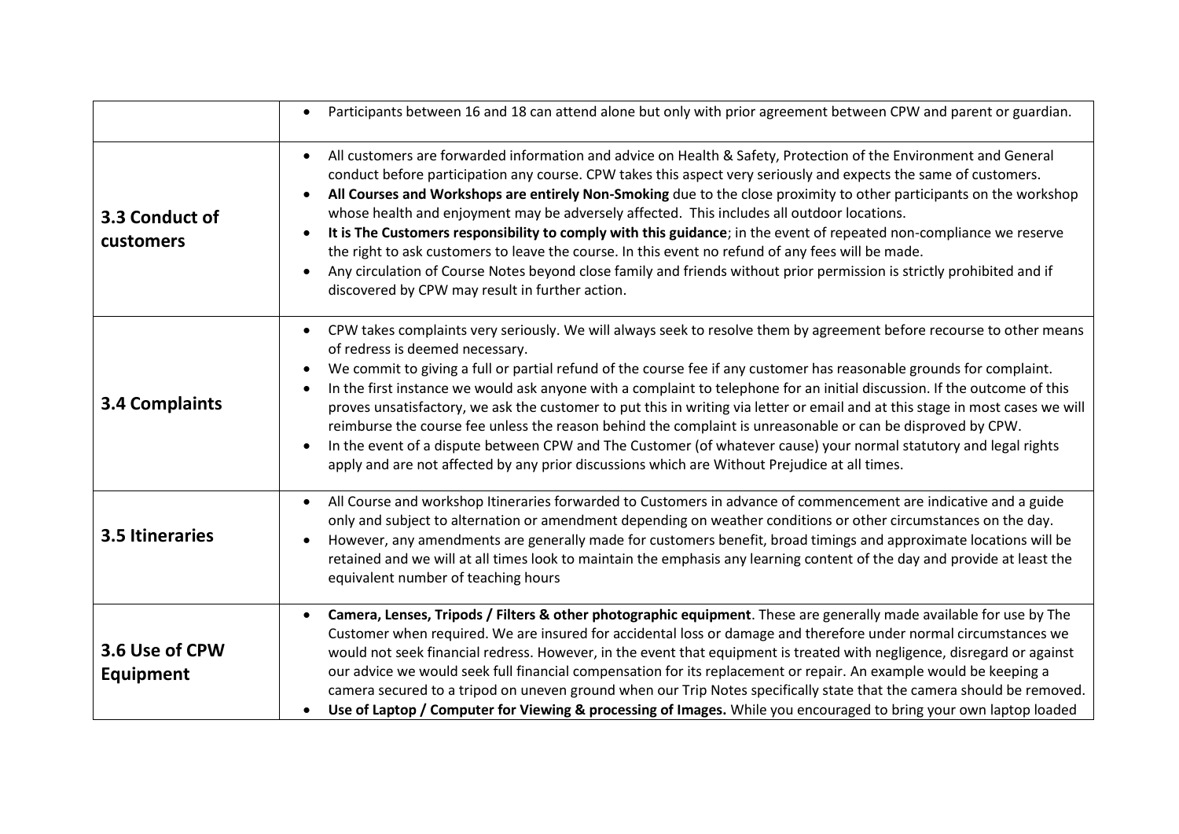| | |
|---|---|
| | • Participants between 16 and 18 can attend alone but only with prior agreement between CPW and parent or guardian. |
| **3.3 Conduct of customers** | • All customers are forwarded information and advice on Health & Safety, Protection of the Environment and General conduct before participation any course. CPW takes this aspect very seriously and expects the same of customers.<br>• **All Courses and Workshops are entirely Non-Smoking** due to the close proximity to other participants on the workshop whose health and enjoyment may be adversely affected. This includes all outdoor locations.<br>• **It is The Customers responsibility to comply with this guidance**; in the event of repeated non-compliance we reserve the right to ask customers to leave the course. In this event no refund of any fees will be made.<br>• Any circulation of Course Notes beyond close family and friends without prior permission is strictly prohibited and if discovered by CPW may result in further action. |
| **3.4 Complaints** | • CPW takes complaints very seriously. We will always seek to resolve them by agreement before recourse to other means of redress is deemed necessary.<br>• We commit to giving a full or partial refund of the course fee if any customer has reasonable grounds for complaint.<br>• In the first instance we would ask anyone with a complaint to telephone for an initial discussion. If the outcome of this proves unsatisfactory, we ask the customer to put this in writing via letter or email and at this stage in most cases we will reimburse the course fee unless the reason behind the complaint is unreasonable or can be disproved by CPW.<br>• In the event of a dispute between CPW and The Customer (of whatever cause) your normal statutory and legal rights apply and are not affected by any prior discussions which are Without Prejudice at all times. |
| **3.5 Itineraries** | • All Course and workshop Itineraries forwarded to Customers in advance of commencement are indicative and a guide only and subject to alternation or amendment depending on weather conditions or other circumstances on the day.<br>• However, any amendments are generally made for customers benefit, broad timings and approximate locations will be retained and we will at all times look to maintain the emphasis any learning content of the day and provide at least the equivalent number of teaching hours |
| **3.6 Use of CPW Equipment** | • **Camera, Lenses, Tripods / Filters & other photographic equipment**. These are generally made available for use by The Customer when required. We are insured for accidental loss or damage and therefore under normal circumstances we would not seek financial redress. However, in the event that equipment is treated with negligence, disregard or against our advice we would seek full financial compensation for its replacement or repair. An example would be keeping a camera secured to a tripod on uneven ground when our Trip Notes specifically state that the camera should be removed.<br>• **Use of Laptop / Computer for Viewing & processing of Images.** While you encouraged to bring your own laptop loaded |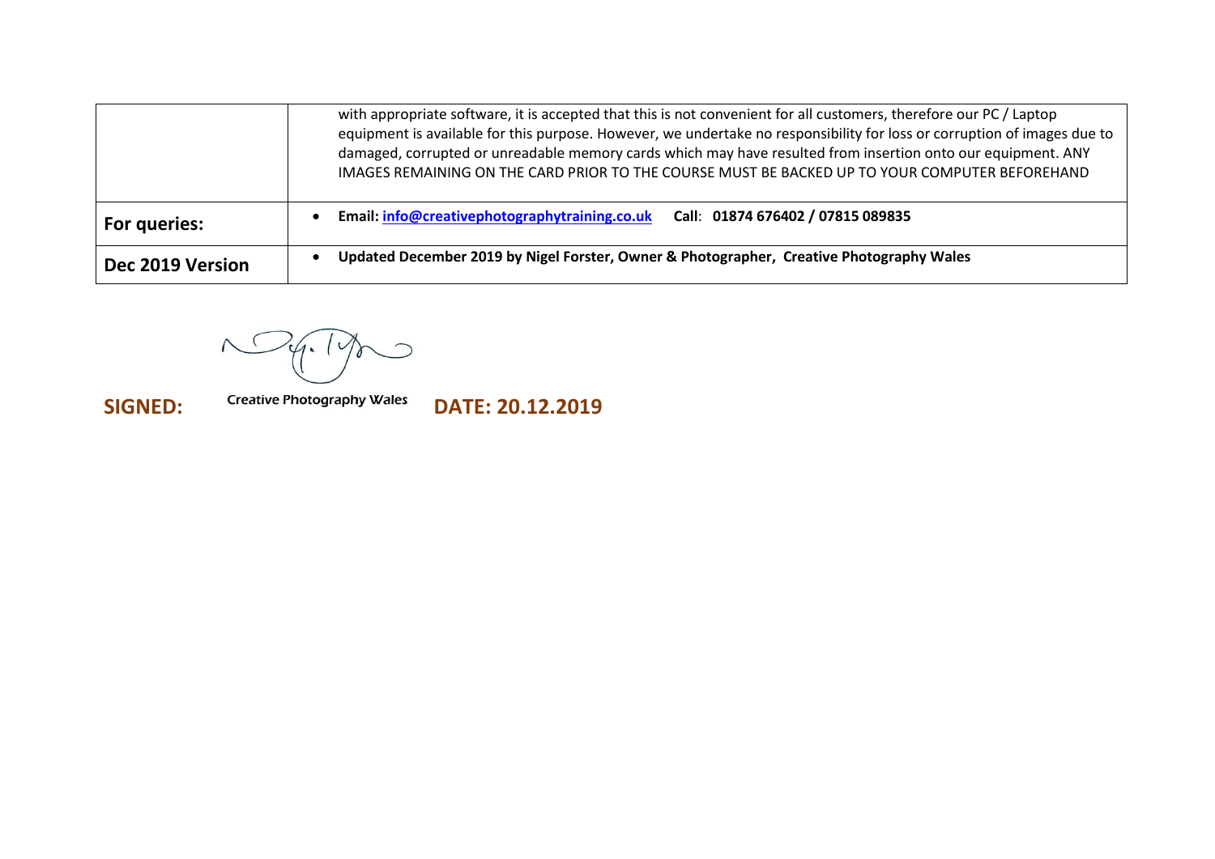| | |
|---|---|
| | with appropriate software, it is accepted that this is not convenient for all customers, therefore our PC / Laptop equipment is available for this purpose. However, we undertake no responsibility for loss or corruption of images due to damaged, corrupted or unreadable memory cards which may have resulted from insertion onto our equipment. ANY IMAGES REMAINING ON THE CARD PRIOR TO THE COURSE MUST BE BACKED UP TO YOUR COMPUTER BEFOREHAND |
| **For queries:** | • **Email: info@creativephotographytraining.co.uk Call: 01874 676402 / 07815 089835** |
| **Dec 2019 Version** | • **Updated December 2019 by Nigel Forster, Owner & Photographer, Creative Photography Wales** |

**SIGNED:** Creative Photography Wales **DATE: 20.12.2019**